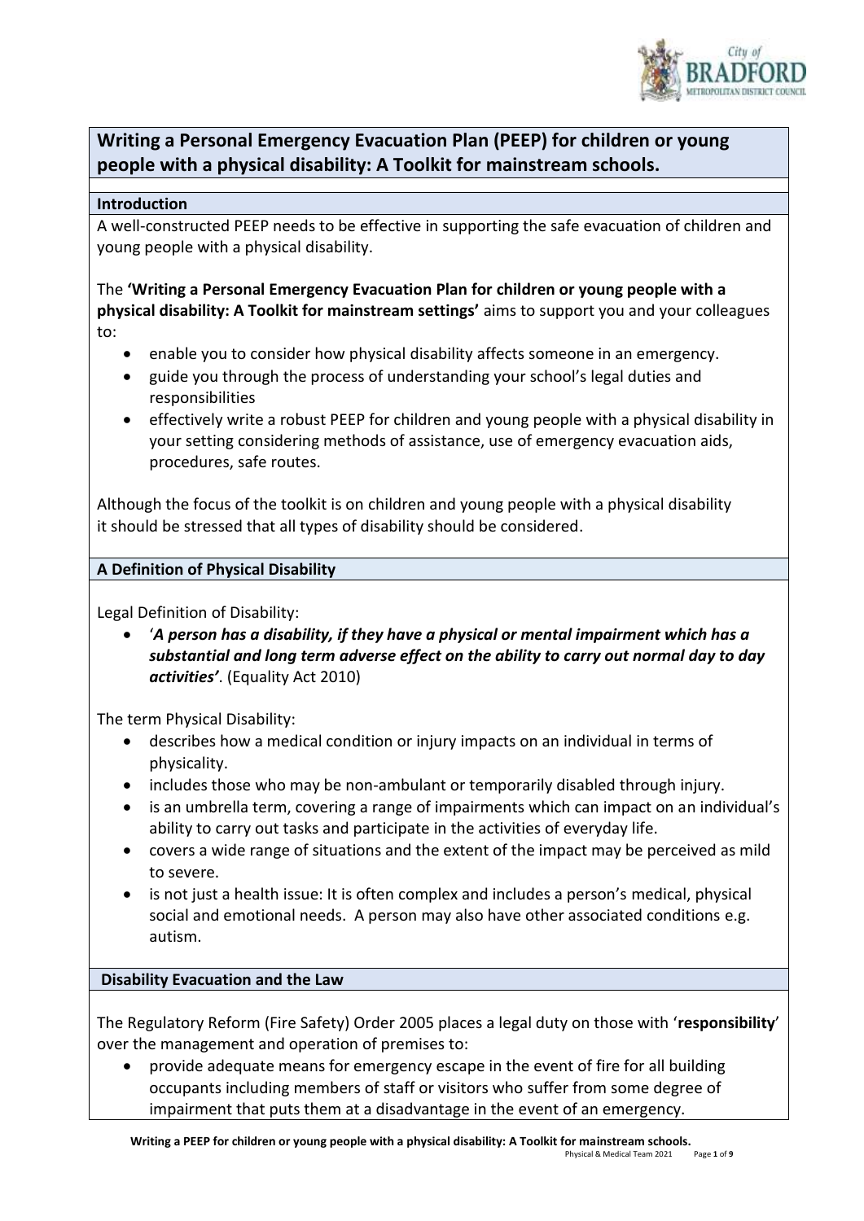# Writing a Personal Emergency Evacuation Plan (PEEP) for children or young people with a physical disability: A Toolkit for mainstream schools.

## Introduction

A well-constructed PEEP needs to be effective in supporting the safe evacuation of children and young people with a physical disability.

The **'Writing a Personal Emergency Evacuation Plan for children or young people with a physical disability: A Toolkit for mainstream settings'** aims to support you and your colleagues to:

- enable you to consider how physical disability affects someone in an emergency.
- guide you through the process of understanding your school's legal duties and responsibilities
- effectively write a robust PEEP for children and young people with a physical disability in your setting considering methods of assistance, use of emergency evacuation aids, procedures, safe routes.

Although the focus of the toolkit is on children and young people with a physical disability it should be stressed that all types of disability should be considered.

## A Definition of Physical Disability

Legal Definition of Disability:

- '***A person has a disability, if they have a physical or mental impairment which has a substantial and long term adverse effect on the ability to carry out normal day to day activities'***. (Equality Act 2010)

The term Physical Disability:

- describes how a medical condition or injury impacts on an individual in terms of physicality.
- includes those who may be non-ambulant or temporarily disabled through injury.
- is an umbrella term, covering a range of impairments which can impact on an individual's ability to carry out tasks and participate in the activities of everyday life.
- covers a wide range of situations and the extent of the impact may be perceived as mild to severe.
- is not just a health issue: It is often complex and includes a person's medical, physical social and emotional needs. A person may also have other associated conditions e.g. autism.

## Disability Evacuation and the Law

The Regulatory Reform (Fire Safety) Order 2005 places a legal duty on those with '**responsibility**' over the management and operation of premises to:

- provide adequate means for emergency escape in the event of fire for all building occupants including members of staff or visitors who suffer from some degree of impairment that puts them at a disadvantage in the event of an emergency.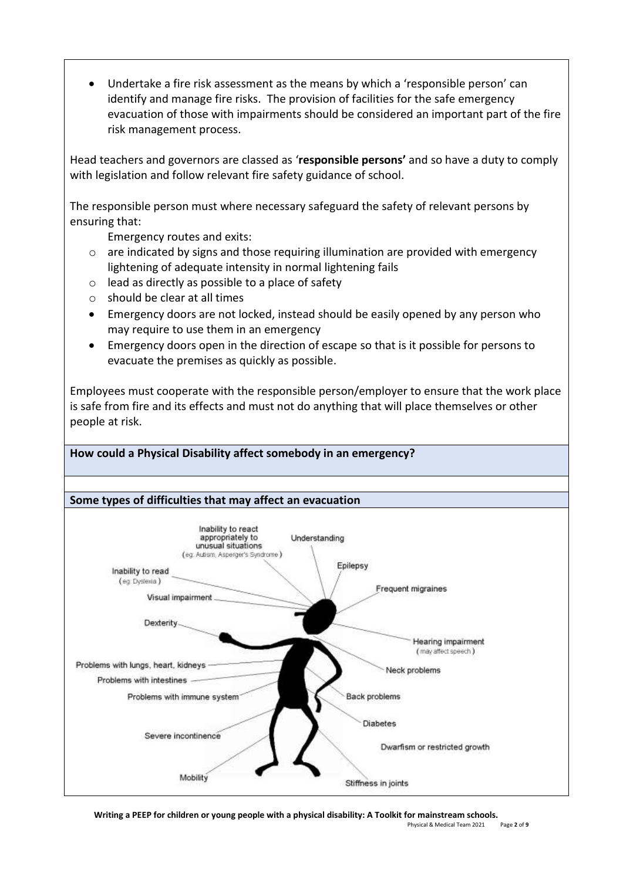- Undertake a fire risk assessment as the means by which a 'responsible person' can identify and manage fire risks. The provision of facilities for the safe emergency evacuation of those with impairments should be considered an important part of the fire risk management process.

Head teachers and governors are classed as '**responsible persons'** and so have a duty to comply with legislation and follow relevant fire safety guidance of school.

The responsible person must where necessary safeguard the safety of relevant persons by ensuring that:

Emergency routes and exits:

- o are indicated by signs and those requiring illumination are provided with emergency lightening of adequate intensity in normal lightening fails
- o lead as directly as possible to a place of safety
- o should be clear at all times

- Emergency doors are not locked, instead should be easily opened by any person who may require to use them in an emergency
- Emergency doors open in the direction of escape so that is it possible for persons to evacuate the premises as quickly as possible.

Employees must cooperate with the responsible person/employer to ensure that the work place is safe from fire and its effects and must not do anything that will place themselves or other people at risk.

**How could a Physical Disability affect somebody in an emergency?**

**Some types of difficulties that may affect an evacuation**

- Inability to react appropriately to unusual situations (eg: Autism, Asperger's Syndrome)
- Understanding
- Inability to read (eg: Dyslexia)
- Epilepsy
- Frequent migraines
- Visual impairment
- Dexterity
- Hearing impairment (may affect speech)
- Problems with lungs, heart, kidneys
- Neck problems
- Problems with intestines
- Problems with immune system
- Back problems
- Diabetes
- Severe incontinence
- Dwarfism or restricted growth
- Mobility
- Stiffness in joints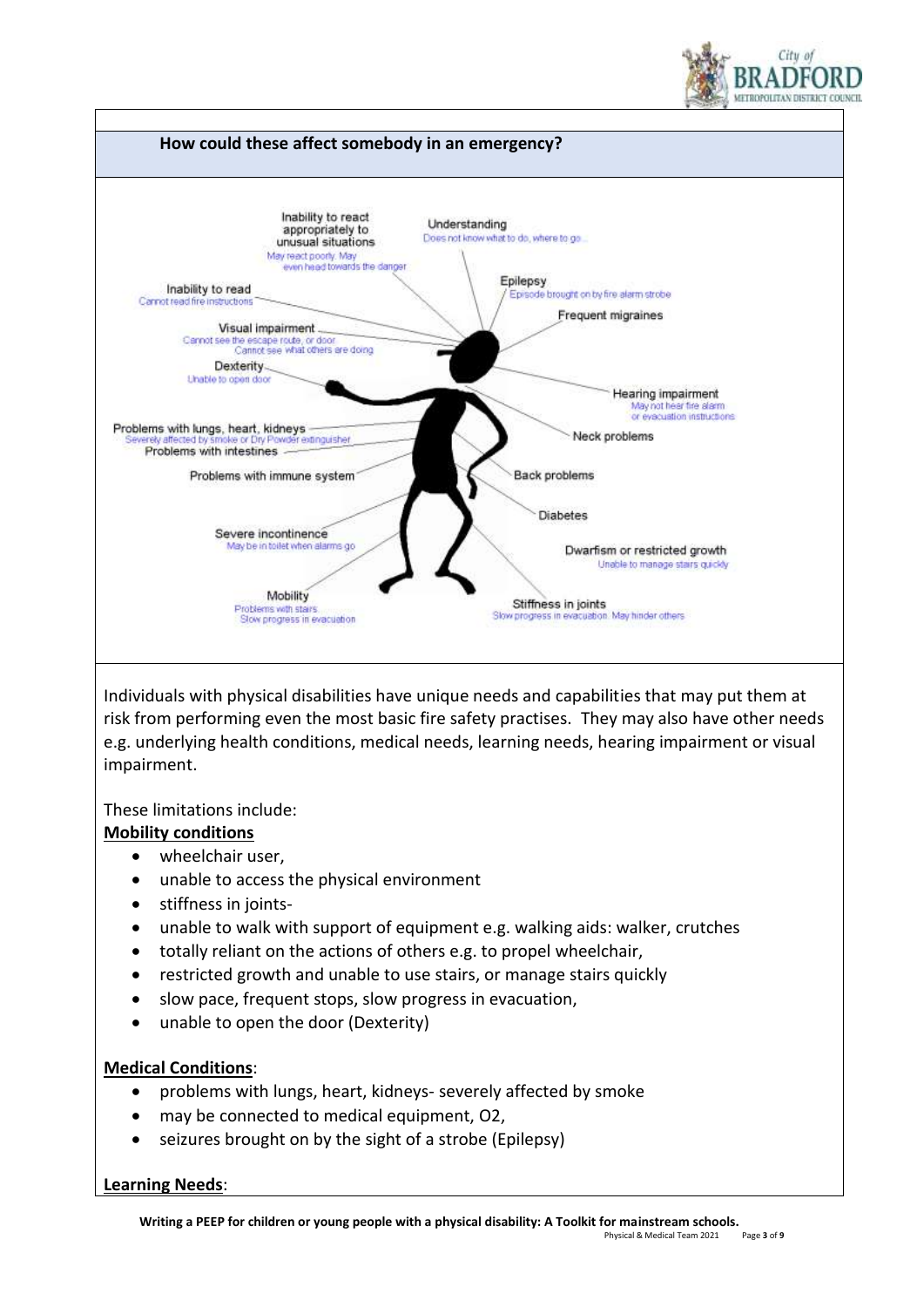## How could these affect somebody in an emergency?

- **Inability to react appropriately to unusual situations** – May react poorly. May even head towards the danger
- **Understanding** – Does not know what to do, where to go
- **Epilepsy** – Episode brought on by fire alarm strobe
- **Frequent migraines**
- **Inability to read** – Cannot read fire instructions
- **Visual impairment** – Cannot see the escape route, or door. Cannot see what others are doing
- **Dexterity** – Unable to open door
- **Hearing impairment** – May not hear fire alarm or evacuation instructions
- **Problems with lungs, heart, kidneys** – Severely affected by smoke or Dry Powder extinguisher
- **Problems with intestines**
- **Neck problems**
- **Problems with immune system**
- **Back problems**
- **Diabetes**
- **Severe incontinence** – May be in toilet when alarms go
- **Dwarfism or restricted growth** – Unable to manage stairs quickly
- **Mobility** – Problems with stairs. Slow progress in evacuation
- **Stiffness in joints** – Slow progress in evacuation. May hinder others

Individuals with physical disabilities have unique needs and capabilities that may put them at risk from performing even the most basic fire safety practises. They may also have other needs e.g. underlying health conditions, medical needs, learning needs, hearing impairment or visual impairment.

These limitations include:

**Mobility conditions**

- wheelchair user,
- unable to access the physical environment
- stiffness in joints-
- unable to walk with support of equipment e.g. walking aids: walker, crutches
- totally reliant on the actions of others e.g. to propel wheelchair,
- restricted growth and unable to use stairs, or manage stairs quickly
- slow pace, frequent stops, slow progress in evacuation,
- unable to open the door (Dexterity)

**Medical Conditions**:

- problems with lungs, heart, kidneys- severely affected by smoke
- may be connected to medical equipment, $O_2$,
- seizures brought on by the sight of a strobe (Epilepsy)

**Learning Needs**: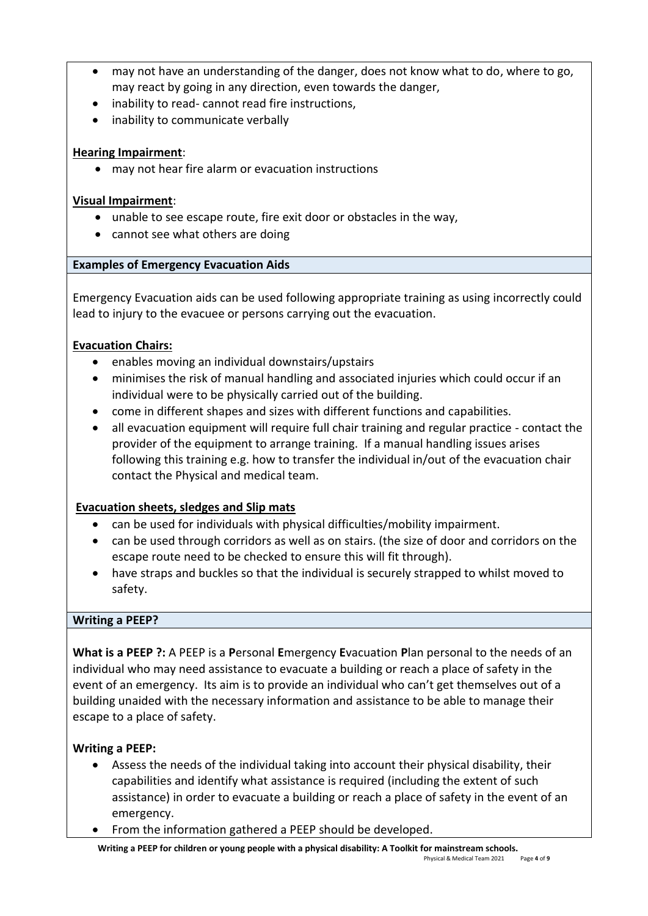- may not have an understanding of the danger, does not know what to do, where to go, may react by going in any direction, even towards the danger,
- inability to read- cannot read fire instructions,
- inability to communicate verbally

**Hearing Impairment**:

- may not hear fire alarm or evacuation instructions

**Visual Impairment**:

- unable to see escape route, fire exit door or obstacles in the way,
- cannot see what others are doing

## Examples of Emergency Evacuation Aids

Emergency Evacuation aids can be used following appropriate training as using incorrectly could lead to injury to the evacuee or persons carrying out the evacuation.

**Evacuation Chairs:**

- enables moving an individual downstairs/upstairs
- minimises the risk of manual handling and associated injuries which could occur if an individual were to be physically carried out of the building.
- come in different shapes and sizes with different functions and capabilities.
- all evacuation equipment will require full chair training and regular practice - contact the provider of the equipment to arrange training. If a manual handling issues arises following this training e.g. how to transfer the individual in/out of the evacuation chair contact the Physical and medical team.

**Evacuation sheets, sledges and Slip mats**

- can be used for individuals with physical difficulties/mobility impairment.
- can be used through corridors as well as on stairs. (the size of door and corridors on the escape route need to be checked to ensure this will fit through).
- have straps and buckles so that the individual is securely strapped to whilst moved to safety.

## Writing a PEEP?

**What is a PEEP ?:** A PEEP is a **P**ersonal **E**mergency **E**vacuation **P**lan personal to the needs of an individual who may need assistance to evacuate a building or reach a place of safety in the event of an emergency. Its aim is to provide an individual who can't get themselves out of a building unaided with the necessary information and assistance to be able to manage their escape to a place of safety.

**Writing a PEEP:**

- Assess the needs of the individual taking into account their physical disability, their capabilities and identify what assistance is required (including the extent of such assistance) in order to evacuate a building or reach a place of safety in the event of an emergency.
- From the information gathered a PEEP should be developed.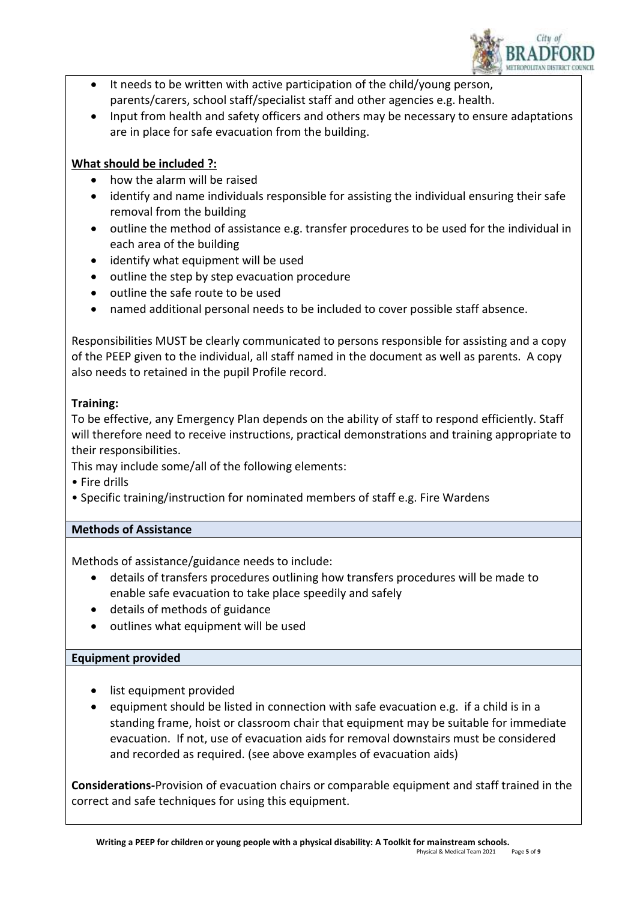- It needs to be written with active participation of the child/young person, parents/carers, school staff/specialist staff and other agencies e.g. health.
- Input from health and safety officers and others may be necessary to ensure adaptations are in place for safe evacuation from the building.

**What should be included ?:**

- how the alarm will be raised
- identify and name individuals responsible for assisting the individual ensuring their safe removal from the building
- outline the method of assistance e.g. transfer procedures to be used for the individual in each area of the building
- identify what equipment will be used
- outline the step by step evacuation procedure
- outline the safe route to be used
- named additional personal needs to be included to cover possible staff absence.

Responsibilities MUST be clearly communicated to persons responsible for assisting and a copy of the PEEP given to the individual, all staff named in the document as well as parents. A copy also needs to retained in the pupil Profile record.

**Training:**

To be effective, any Emergency Plan depends on the ability of staff to respond efficiently. Staff will therefore need to receive instructions, practical demonstrations and training appropriate to their responsibilities.

This may include some/all of the following elements:

- Fire drills
- Specific training/instruction for nominated members of staff e.g. Fire Wardens

## Methods of Assistance

Methods of assistance/guidance needs to include:

- details of transfers procedures outlining how transfers procedures will be made to enable safe evacuation to take place speedily and safely
- details of methods of guidance
- outlines what equipment will be used

## Equipment provided

- list equipment provided
- equipment should be listed in connection with safe evacuation e.g. if a child is in a standing frame, hoist or classroom chair that equipment may be suitable for immediate evacuation. If not, use of evacuation aids for removal downstairs must be considered and recorded as required. (see above examples of evacuation aids)

**Considerations-**Provision of evacuation chairs or comparable equipment and staff trained in the correct and safe techniques for using this equipment.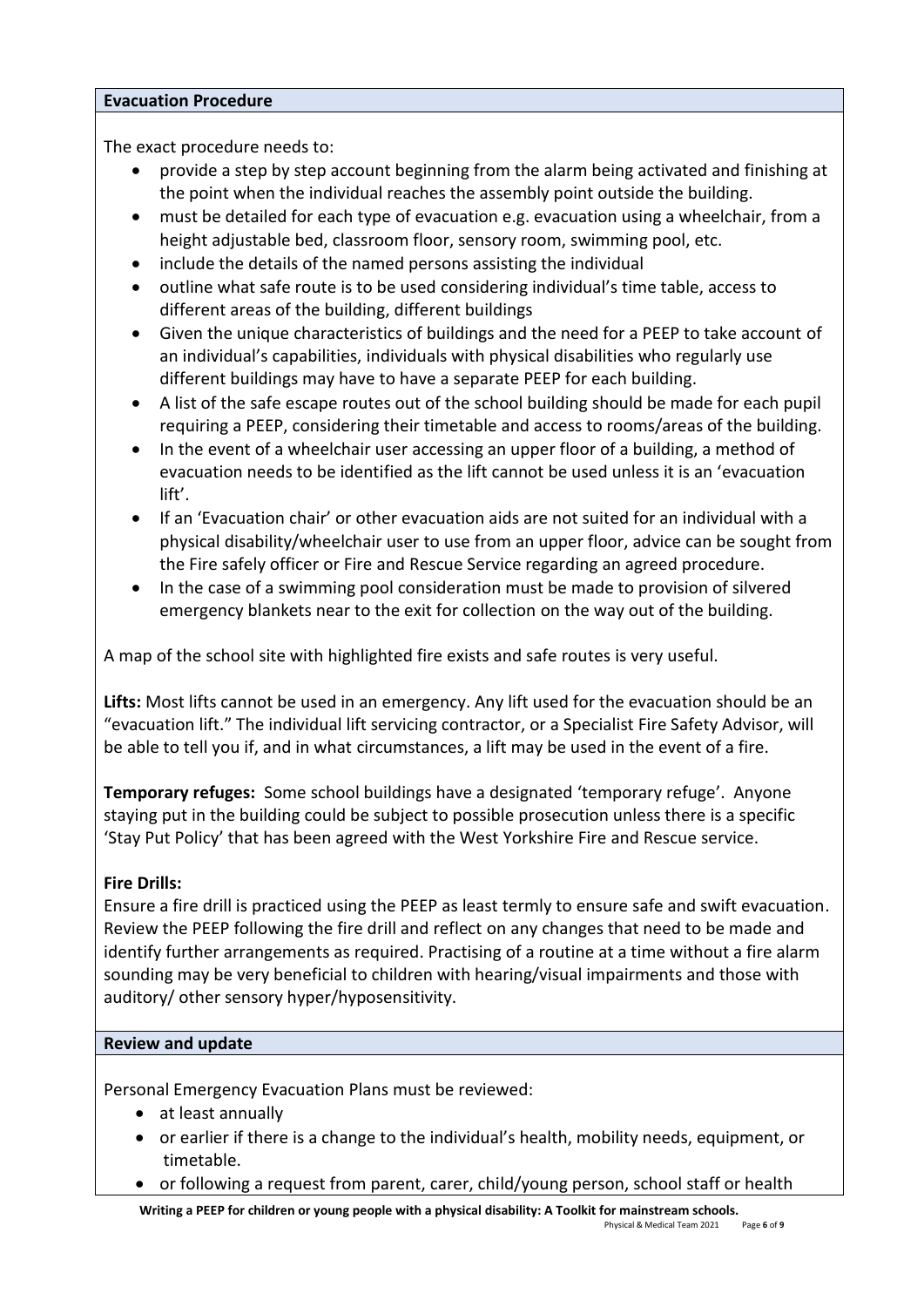## Evacuation Procedure

The exact procedure needs to:

- provide a step by step account beginning from the alarm being activated and finishing at the point when the individual reaches the assembly point outside the building.
- must be detailed for each type of evacuation e.g. evacuation using a wheelchair, from a height adjustable bed, classroom floor, sensory room, swimming pool, etc.
- include the details of the named persons assisting the individual
- outline what safe route is to be used considering individual's time table, access to different areas of the building, different buildings
- Given the unique characteristics of buildings and the need for a PEEP to take account of an individual's capabilities, individuals with physical disabilities who regularly use different buildings may have to have a separate PEEP for each building.
- A list of the safe escape routes out of the school building should be made for each pupil requiring a PEEP, considering their timetable and access to rooms/areas of the building.
- In the event of a wheelchair user accessing an upper floor of a building, a method of evacuation needs to be identified as the lift cannot be used unless it is an 'evacuation lift'.
- If an 'Evacuation chair' or other evacuation aids are not suited for an individual with a physical disability/wheelchair user to use from an upper floor, advice can be sought from the Fire safely officer or Fire and Rescue Service regarding an agreed procedure.
- In the case of a swimming pool consideration must be made to provision of silvered emergency blankets near to the exit for collection on the way out of the building.

A map of the school site with highlighted fire exists and safe routes is very useful.

**Lifts:** Most lifts cannot be used in an emergency. Any lift used for the evacuation should be an "evacuation lift." The individual lift servicing contractor, or a Specialist Fire Safety Advisor, will be able to tell you if, and in what circumstances, a lift may be used in the event of a fire.

**Temporary refuges:** Some school buildings have a designated 'temporary refuge'. Anyone staying put in the building could be subject to possible prosecution unless there is a specific 'Stay Put Policy' that has been agreed with the West Yorkshire Fire and Rescue service.

**Fire Drills:**

Ensure a fire drill is practiced using the PEEP as least termly to ensure safe and swift evacuation. Review the PEEP following the fire drill and reflect on any changes that need to be made and identify further arrangements as required. Practising of a routine at a time without a fire alarm sounding may be very beneficial to children with hearing/visual impairments and those with auditory/ other sensory hyper/hyposensitivity.

## Review and update

Personal Emergency Evacuation Plans must be reviewed:

- at least annually
- or earlier if there is a change to the individual's health, mobility needs, equipment, or timetable.
- or following a request from parent, carer, child/young person, school staff or health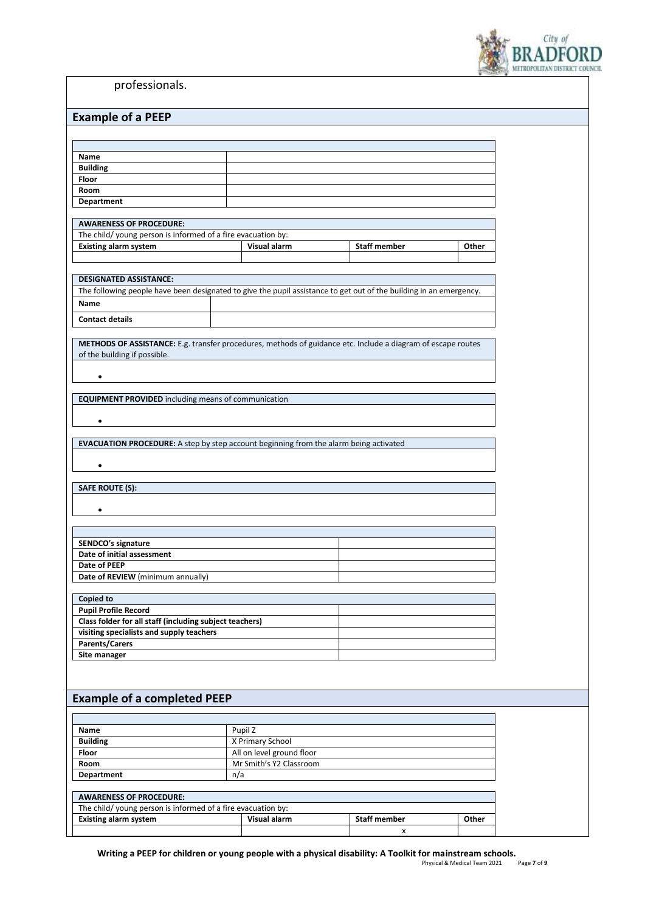professionals.

## Example of a PEEP

| | |
|---|---|
| **Name** | |
| **Building** | |
| **Floor** | |
| **Room** | |
| **Department** | |

| **AWARENESS OF PROCEDURE:** | | | |
|---|---|---|---|
| The child/ young person is informed of a fire evacuation by: | | | |
| **Existing alarm system** | **Visual alarm** | **Staff member** | **Other** |
| | | | |

| **DESIGNATED ASSISTANCE:** | |
|---|---|
| The following people have been designated to give the pupil assistance to get out of the building in an emergency. | |
| **Name** | |
| **Contact details** | |

**METHODS OF ASSISTANCE:** E.g. transfer procedures, methods of guidance etc. Include a diagram of escape routes of the building if possible.

- 

**EQUIPMENT PROVIDED** including means of communication

- 

**EVACUATION PROCEDURE:** A step by step account beginning from the alarm being activated

- 

**SAFE ROUTE (S):**

- 

| | |
|---|---|
| **SENDCO's signature** | |
| **Date of initial assessment** | |
| **Date of PEEP** | |
| **Date of REVIEW** (minimum annually) | |

| **Copied to** | |
|---|---|
| **Pupil Profile Record** | |
| **Class folder for all staff (including subject teachers)** | |
| **visiting specialists and supply teachers** | |
| **Parents/Carers** | |
| **Site manager** | |

## Example of a completed PEEP

| | |
|---|---|
| **Name** | Pupil Z |
| **Building** | X Primary School |
| **Floor** | All on level ground floor |
| **Room** | Mr Smith's Y2 Classroom |
| **Department** | n/a |

| **AWARENESS OF PROCEDURE:** | | | |
|---|---|---|---|
| The child/ young person is informed of a fire evacuation by: | | | |
| **Existing alarm system** | **Visual alarm** | **Staff member** | **Other** |
| | | x | |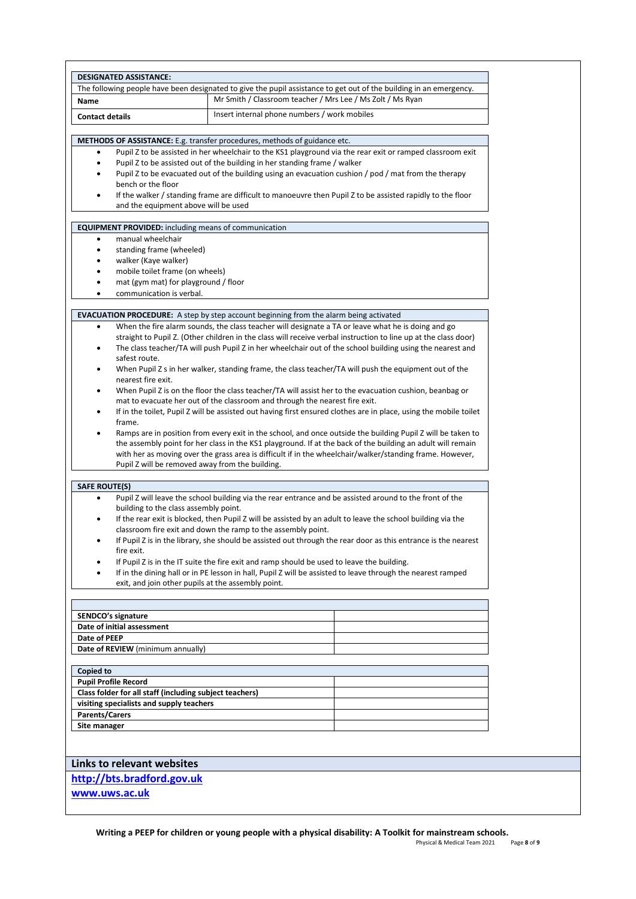| **DESIGNATED ASSISTANCE:** | |
|---|---|
| The following people have been designated to give the pupil assistance to get out of the building in an emergency. | |
| **Name** | Mr Smith / Classroom teacher / Mrs Lee / Ms Zolt / Ms Ryan |
| **Contact details** | Insert internal phone numbers / work mobiles |

**METHODS OF ASSISTANCE:** E.g. transfer procedures, methods of guidance etc.

- Pupil Z to be assisted in her wheelchair to the KS1 playground via the rear exit or ramped classroom exit
- Pupil Z to be assisted out of the building in her standing frame / walker
- Pupil Z to be evacuated out of the building using an evacuation cushion / pod / mat from the therapy bench or the floor
- If the walker / standing frame are difficult to manoeuvre then Pupil Z to be assisted rapidly to the floor and the equipment above will be used

**EQUIPMENT PROVIDED:** including means of communication

- manual wheelchair
- standing frame (wheeled)
- walker (Kaye walker)
- mobile toilet frame (on wheels)
- mat (gym mat) for playground / floor
- communication is verbal.

**EVACUATION PROCEDURE:** A step by step account beginning from the alarm being activated

- When the fire alarm sounds, the class teacher will designate a TA or leave what he is doing and go straight to Pupil Z. (Other children in the class will receive verbal instruction to line up at the class door)
- The class teacher/TA will push Pupil Z in her wheelchair out of the school building using the nearest and safest route.
- When Pupil Z s in her walker, standing frame, the class teacher/TA will push the equipment out of the nearest fire exit.
- When Pupil Z is on the floor the class teacher/TA will assist her to the evacuation cushion, beanbag or mat to evacuate her out of the classroom and through the nearest fire exit.
- If in the toilet, Pupil Z will be assisted out having first ensured clothes are in place, using the mobile toilet frame.
- Ramps are in position from every exit in the school, and once outside the building Pupil Z will be taken to the assembly point for her class in the KS1 playground. If at the back of the building an adult will remain with her as moving over the grass area is difficult if in the wheelchair/walker/standing frame. However, Pupil Z will be removed away from the building.

**SAFE ROUTE(S)**

- Pupil Z will leave the school building via the rear entrance and be assisted around to the front of the building to the class assembly point.
- If the rear exit is blocked, then Pupil Z will be assisted by an adult to leave the school building via the classroom fire exit and down the ramp to the assembly point.
- If Pupil Z is in the library, she should be assisted out through the rear door as this entrance is the nearest fire exit.
- If Pupil Z is in the IT suite the fire exit and ramp should be used to leave the building.
- If in the dining hall or in PE lesson in hall, Pupil Z will be assisted to leave through the nearest ramped exit, and join other pupils at the assembly point.

| | |
|---|---|
| **SENDCO's signature** | |
| **Date of initial assessment** | |
| **Date of PEEP** | |
| **Date of REVIEW** (minimum annually) | |

| **Copied to** | |
|---|---|
| **Pupil Profile Record** | |
| **Class folder for all staff (including subject teachers)** | |
| **visiting specialists and supply teachers** | |
| **Parents/Carers** | |
| **Site manager** | |

## Links to relevant websites

**[http://bts.bradford.gov.uk](http://bts.bradford.gov.uk)**

**[www.uws.ac.uk](www.uws.ac.uk)**